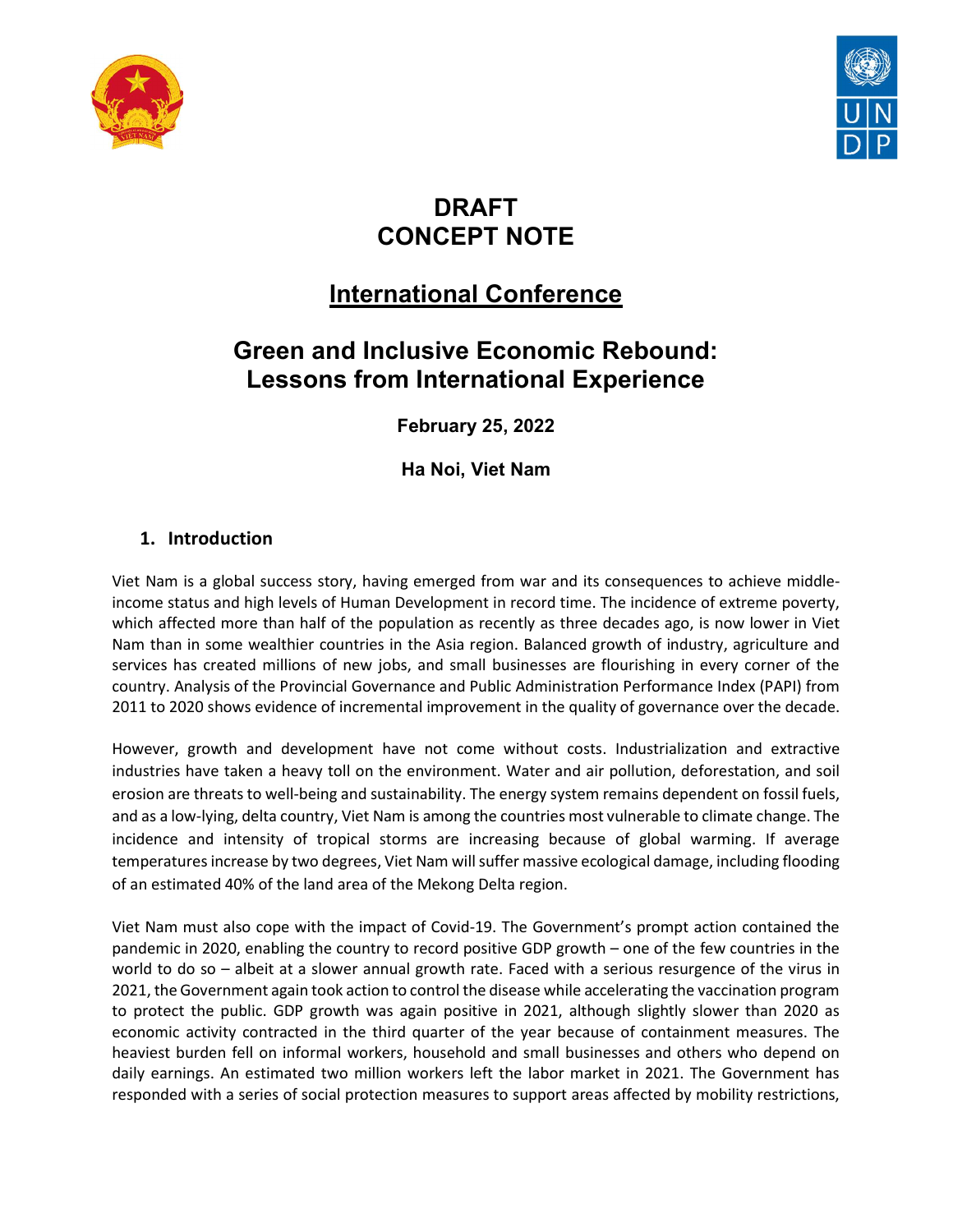# DRAFT
# CONCEPT NOTE

## International Conference

## Green and Inclusive Economic Rebound: Lessons from International Experience

**February 25, 2022**

**Ha Noi, Viet Nam**

### 1. Introduction

Viet Nam is a global success story, having emerged from war and its consequences to achieve middle-income status and high levels of Human Development in record time. The incidence of extreme poverty, which affected more than half of the population as recently as three decades ago, is now lower in Viet Nam than in some wealthier countries in the Asia region. Balanced growth of industry, agriculture and services has created millions of new jobs, and small businesses are flourishing in every corner of the country. Analysis of the Provincial Governance and Public Administration Performance Index (PAPI) from 2011 to 2020 shows evidence of incremental improvement in the quality of governance over the decade.

However, growth and development have not come without costs. Industrialization and extractive industries have taken a heavy toll on the environment. Water and air pollution, deforestation, and soil erosion are threats to well-being and sustainability. The energy system remains dependent on fossil fuels, and as a low-lying, delta country, Viet Nam is among the countries most vulnerable to climate change. The incidence and intensity of tropical storms are increasing because of global warming. If average temperatures increase by two degrees, Viet Nam will suffer massive ecological damage, including flooding of an estimated 40% of the land area of the Mekong Delta region.

Viet Nam must also cope with the impact of Covid-19. The Government's prompt action contained the pandemic in 2020, enabling the country to record positive GDP growth – one of the few countries in the world to do so – albeit at a slower annual growth rate. Faced with a serious resurgence of the virus in 2021, the Government again took action to control the disease while accelerating the vaccination program to protect the public. GDP growth was again positive in 2021, although slightly slower than 2020 as economic activity contracted in the third quarter of the year because of containment measures. The heaviest burden fell on informal workers, household and small businesses and others who depend on daily earnings. An estimated two million workers left the labor market in 2021. The Government has responded with a series of social protection measures to support areas affected by mobility restrictions,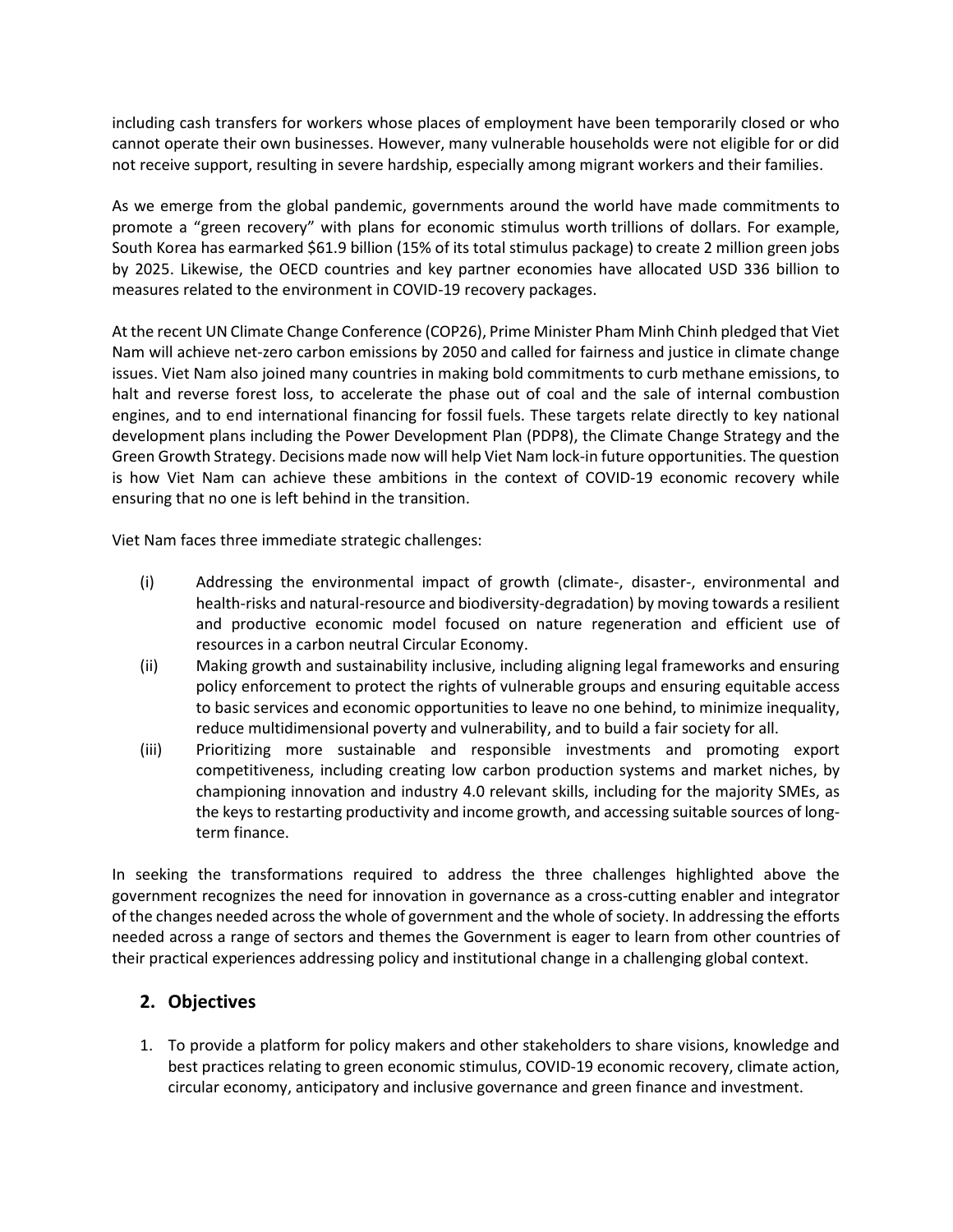including cash transfers for workers whose places of employment have been temporarily closed or who cannot operate their own businesses. However, many vulnerable households were not eligible for or did not receive support, resulting in severe hardship, especially among migrant workers and their families.

As we emerge from the global pandemic, governments around the world have made commitments to promote a "green recovery" with plans for economic stimulus worth trillions of dollars. For example, South Korea has earmarked $61.9 billion (15% of its total stimulus package) to create 2 million green jobs by 2025. Likewise, the OECD countries and key partner economies have allocated USD 336 billion to measures related to the environment in COVID-19 recovery packages.

At the recent UN Climate Change Conference (COP26), Prime Minister Pham Minh Chinh pledged that Viet Nam will achieve net-zero carbon emissions by 2050 and called for fairness and justice in climate change issues. Viet Nam also joined many countries in making bold commitments to curb methane emissions, to halt and reverse forest loss, to accelerate the phase out of coal and the sale of internal combustion engines, and to end international financing for fossil fuels. These targets relate directly to key national development plans including the Power Development Plan (PDP8), the Climate Change Strategy and the Green Growth Strategy. Decisions made now will help Viet Nam lock-in future opportunities. The question is how Viet Nam can achieve these ambitions in the context of COVID-19 economic recovery while ensuring that no one is left behind in the transition.

Viet Nam faces three immediate strategic challenges:

(i) Addressing the environmental impact of growth (climate-, disaster-, environmental and health-risks and natural-resource and biodiversity-degradation) by moving towards a resilient and productive economic model focused on nature regeneration and efficient use of resources in a carbon neutral Circular Economy.

(ii) Making growth and sustainability inclusive, including aligning legal frameworks and ensuring policy enforcement to protect the rights of vulnerable groups and ensuring equitable access to basic services and economic opportunities to leave no one behind, to minimize inequality, reduce multidimensional poverty and vulnerability, and to build a fair society for all.

(iii) Prioritizing more sustainable and responsible investments and promoting export competitiveness, including creating low carbon production systems and market niches, by championing innovation and industry 4.0 relevant skills, including for the majority SMEs, as the keys to restarting productivity and income growth, and accessing suitable sources of long-term finance.

In seeking the transformations required to address the three challenges highlighted above the government recognizes the need for innovation in governance as a cross-cutting enabler and integrator of the changes needed across the whole of government and the whole of society. In addressing the efforts needed across a range of sectors and themes the Government is eager to learn from other countries of their practical experiences addressing policy and institutional change in a challenging global context.

## 2. Objectives

1. To provide a platform for policy makers and other stakeholders to share visions, knowledge and best practices relating to green economic stimulus, COVID-19 economic recovery, climate action, circular economy, anticipatory and inclusive governance and green finance and investment.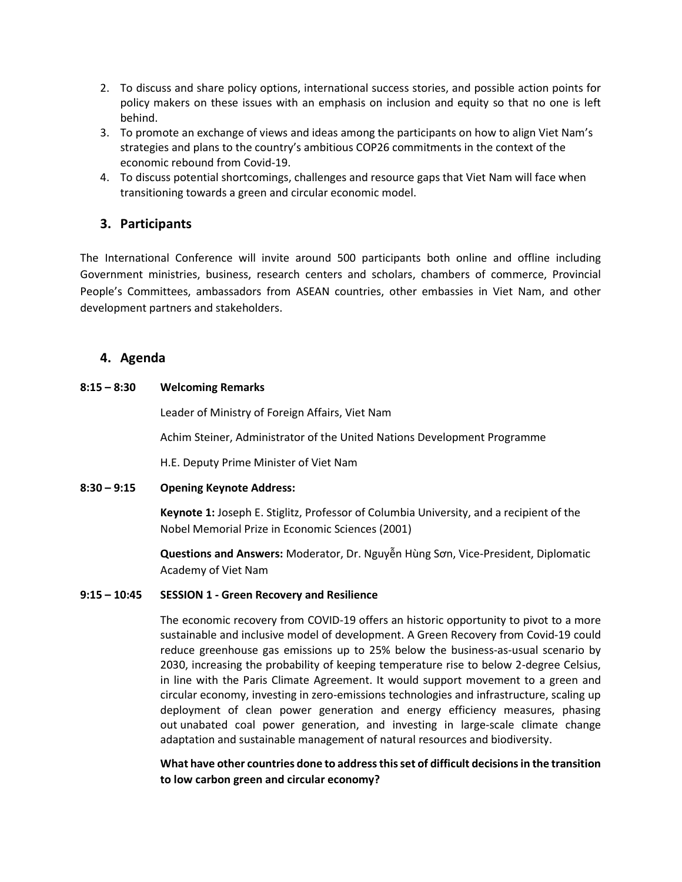2. To discuss and share policy options, international success stories, and possible action points for policy makers on these issues with an emphasis on inclusion and equity so that no one is left behind.
3. To promote an exchange of views and ideas among the participants on how to align Viet Nam's strategies and plans to the country's ambitious COP26 commitments in the context of the economic rebound from Covid-19.
4. To discuss potential shortcomings, challenges and resource gaps that Viet Nam will face when transitioning towards a green and circular economic model.

## 3. Participants

The International Conference will invite around 500 participants both online and offline including Government ministries, business, research centers and scholars, chambers of commerce, Provincial People's Committees, ambassadors from ASEAN countries, other embassies in Viet Nam, and other development partners and stakeholders.

## 4. Agenda

**8:15 – 8:30 Welcoming Remarks**

Leader of Ministry of Foreign Affairs, Viet Nam

Achim Steiner, Administrator of the United Nations Development Programme

H.E. Deputy Prime Minister of Viet Nam

**8:30 – 9:15 Opening Keynote Address:**

**Keynote 1:** Joseph E. Stiglitz, Professor of Columbia University, and a recipient of the Nobel Memorial Prize in Economic Sciences (2001)

**Questions and Answers:** Moderator, Dr. Nguyễn Hùng Sơn, Vice-President, Diplomatic Academy of Viet Nam

**9:15 – 10:45 SESSION 1 - Green Recovery and Resilience**

The economic recovery from COVID-19 offers an historic opportunity to pivot to a more sustainable and inclusive model of development. A Green Recovery from Covid-19 could reduce greenhouse gas emissions up to 25% below the business-as-usual scenario by 2030, increasing the probability of keeping temperature rise to below 2-degree Celsius, in line with the Paris Climate Agreement. It would support movement to a green and circular economy, investing in zero-emissions technologies and infrastructure, scaling up deployment of clean power generation and energy efficiency measures, phasing out unabated coal power generation, and investing in large-scale climate change adaptation and sustainable management of natural resources and biodiversity.

**What have other countries done to address this set of difficult decisions in the transition to low carbon green and circular economy?**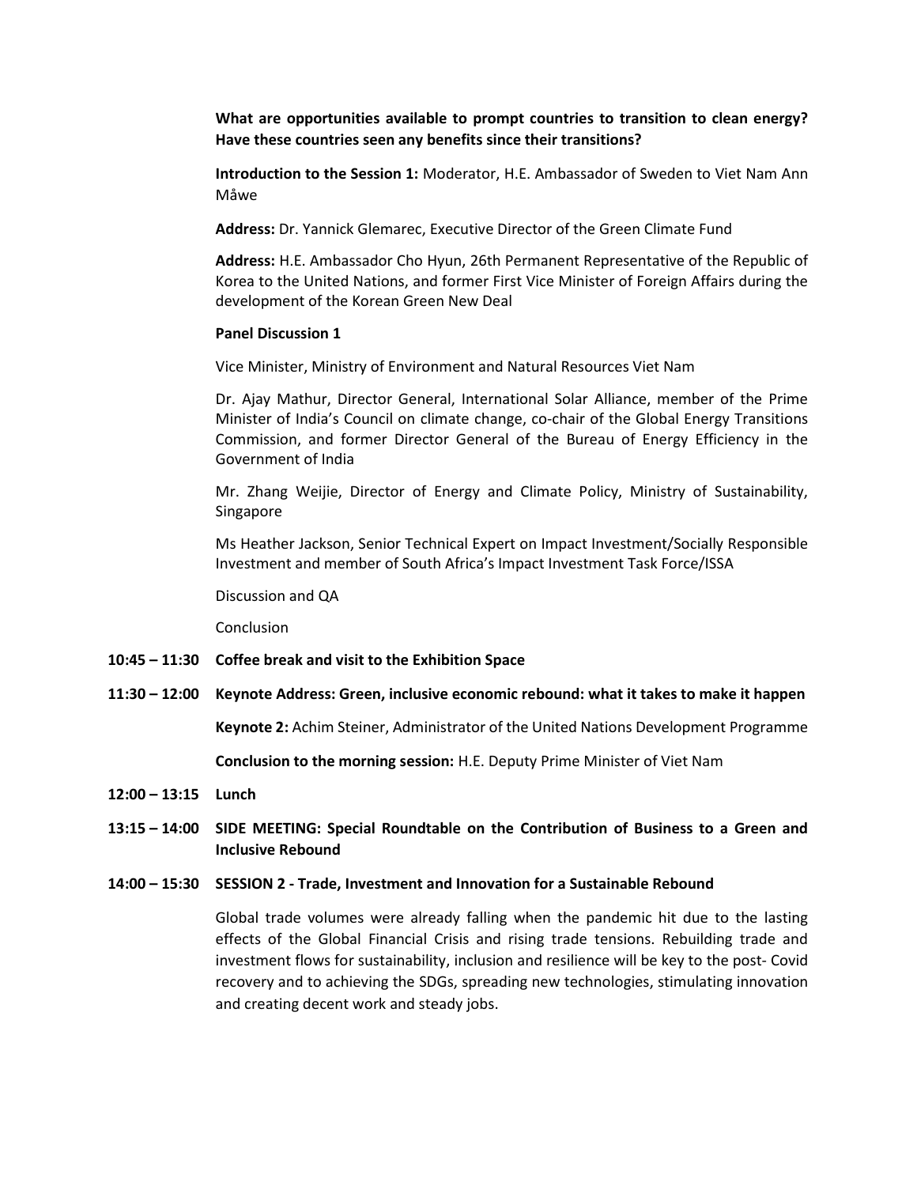**What are opportunities available to prompt countries to transition to clean energy? Have these countries seen any benefits since their transitions?**

**Introduction to the Session 1:** Moderator, H.E. Ambassador of Sweden to Viet Nam Ann Måwe

**Address:** Dr. Yannick Glemarec, Executive Director of the Green Climate Fund

**Address:** H.E. Ambassador Cho Hyun, 26th Permanent Representative of the Republic of Korea to the United Nations, and former First Vice Minister of Foreign Affairs during the development of the Korean Green New Deal

**Panel Discussion 1**

Vice Minister, Ministry of Environment and Natural Resources Viet Nam

Dr. Ajay Mathur, Director General, International Solar Alliance, member of the Prime Minister of India's Council on climate change, co-chair of the Global Energy Transitions Commission, and former Director General of the Bureau of Energy Efficiency in the Government of India

Mr. Zhang Weijie, Director of Energy and Climate Policy, Ministry of Sustainability, Singapore

Ms Heather Jackson, Senior Technical Expert on Impact Investment/Socially Responsible Investment and member of South Africa's Impact Investment Task Force/ISSA

Discussion and QA

Conclusion

**10:45 – 11:30 Coffee break and visit to the Exhibition Space**

**11:30 – 12:00 Keynote Address: Green, inclusive economic rebound: what it takes to make it happen**

**Keynote 2:** Achim Steiner, Administrator of the United Nations Development Programme

**Conclusion to the morning session:** H.E. Deputy Prime Minister of Viet Nam

**12:00 – 13:15 Lunch**

**13:15 – 14:00 SIDE MEETING: Special Roundtable on the Contribution of Business to a Green and Inclusive Rebound**

**14:00 – 15:30 SESSION 2 - Trade, Investment and Innovation for a Sustainable Rebound**

Global trade volumes were already falling when the pandemic hit due to the lasting effects of the Global Financial Crisis and rising trade tensions. Rebuilding trade and investment flows for sustainability, inclusion and resilience will be key to the post- Covid recovery and to achieving the SDGs, spreading new technologies, stimulating innovation and creating decent work and steady jobs.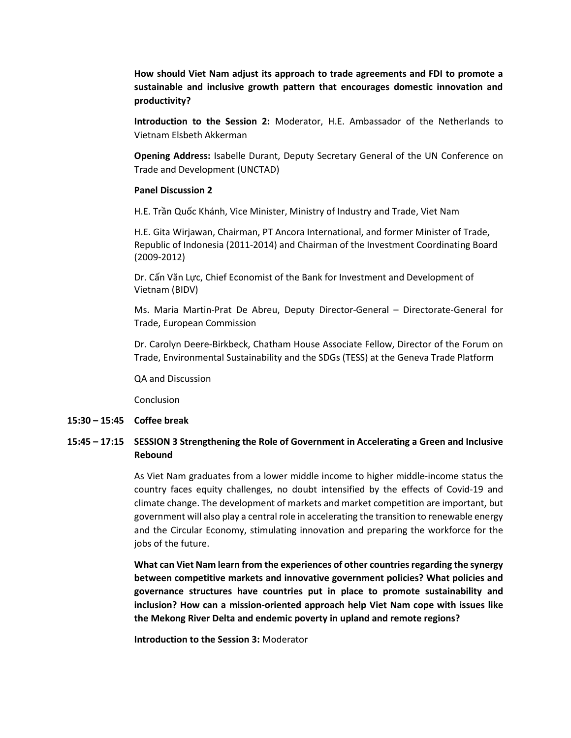**How should Viet Nam adjust its approach to trade agreements and FDI to promote a sustainable and inclusive growth pattern that encourages domestic innovation and productivity?**

**Introduction to the Session 2:** Moderator, H.E. Ambassador of the Netherlands to Vietnam Elsbeth Akkerman

**Opening Address:** Isabelle Durant, Deputy Secretary General of the UN Conference on Trade and Development (UNCTAD)

**Panel Discussion 2**

H.E. Trần Quốc Khánh, Vice Minister, Ministry of Industry and Trade, Viet Nam

H.E. Gita Wirjawan, Chairman, PT Ancora International, and former Minister of Trade, Republic of Indonesia (2011-2014) and Chairman of the Investment Coordinating Board (2009-2012)

Dr. Cấn Văn Lực, Chief Economist of the Bank for Investment and Development of Vietnam (BIDV)

Ms. Maria Martin-Prat De Abreu, Deputy Director-General – Directorate-General for Trade, European Commission

Dr. Carolyn Deere-Birkbeck, Chatham House Associate Fellow, Director of the Forum on Trade, Environmental Sustainability and the SDGs (TESS) at the Geneva Trade Platform

QA and Discussion

Conclusion

**15:30 – 15:45 Coffee break**

**15:45 – 17:15 SESSION 3 Strengthening the Role of Government in Accelerating a Green and Inclusive Rebound**

As Viet Nam graduates from a lower middle income to higher middle-income status the country faces equity challenges, no doubt intensified by the effects of Covid-19 and climate change. The development of markets and market competition are important, but government will also play a central role in accelerating the transition to renewable energy and the Circular Economy, stimulating innovation and preparing the workforce for the jobs of the future.

**What can Viet Nam learn from the experiences of other countries regarding the synergy between competitive markets and innovative government policies? What policies and governance structures have countries put in place to promote sustainability and inclusion? How can a mission-oriented approach help Viet Nam cope with issues like the Mekong River Delta and endemic poverty in upland and remote regions?**

**Introduction to the Session 3:** Moderator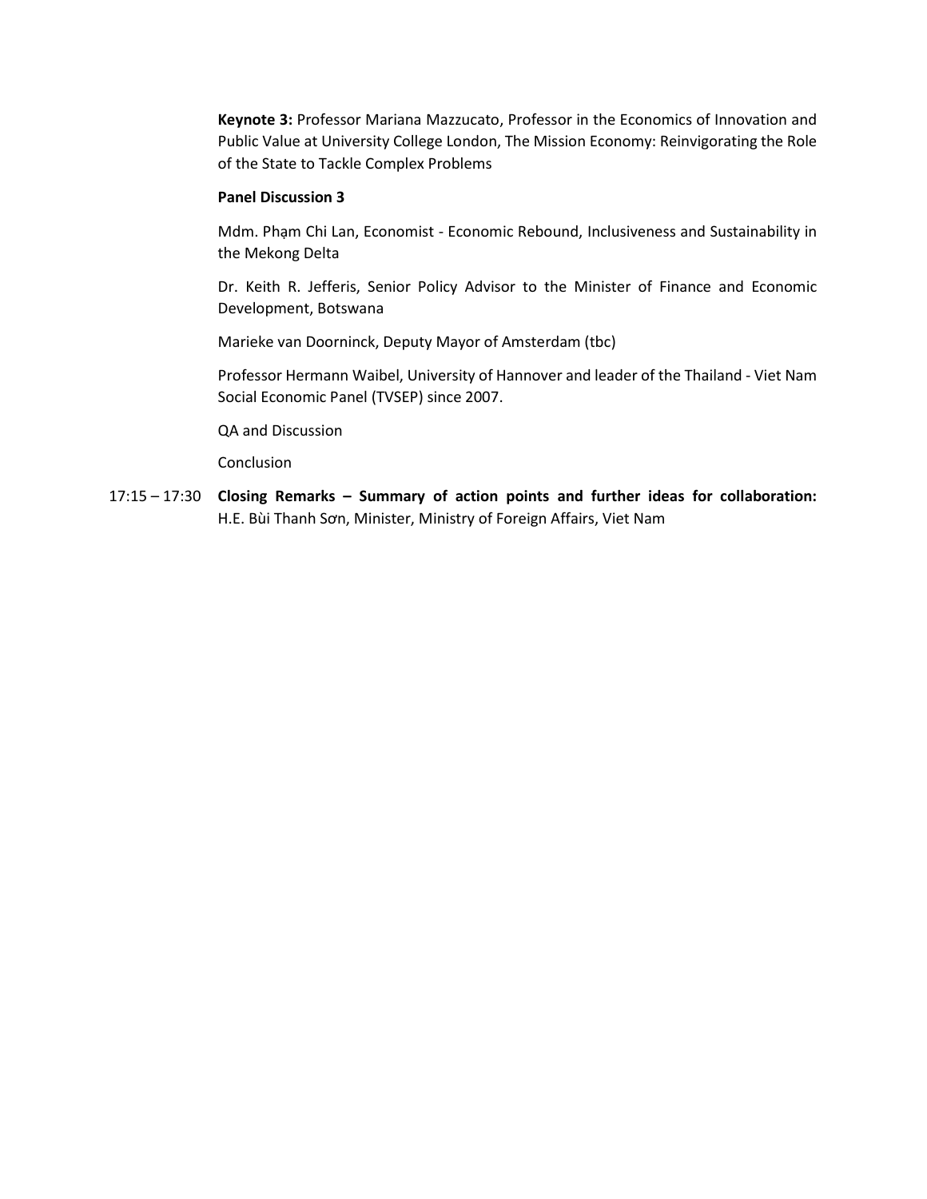**Keynote 3:** Professor Mariana Mazzucato, Professor in the Economics of Innovation and Public Value at University College London, The Mission Economy: Reinvigorating the Role of the State to Tackle Complex Problems

**Panel Discussion 3**

Mdm. Phạm Chi Lan, Economist - Economic Rebound, Inclusiveness and Sustainability in the Mekong Delta

Dr. Keith R. Jefferis, Senior Policy Advisor to the Minister of Finance and Economic Development, Botswana

Marieke van Doorninck, Deputy Mayor of Amsterdam (tbc)

Professor Hermann Waibel, University of Hannover and leader of the Thailand - Viet Nam Social Economic Panel (TVSEP) since 2007.

QA and Discussion

Conclusion

17:15 – 17:30 **Closing Remarks – Summary of action points and further ideas for collaboration:** H.E. Bùi Thanh Sơn, Minister, Ministry of Foreign Affairs, Viet Nam